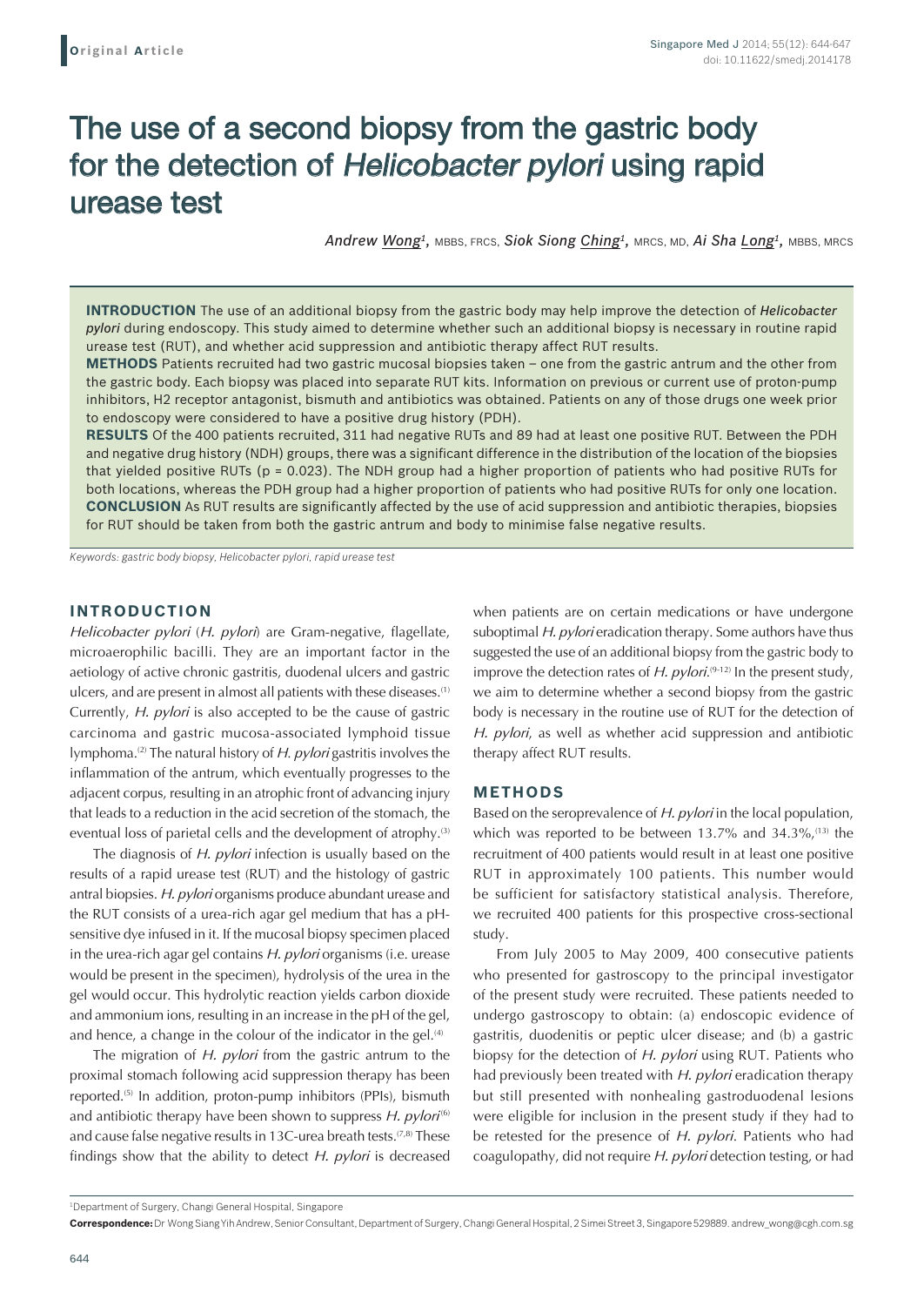**Original Article**

# The use of a second biopsy from the gastric body for the detection of *Helicobacter pylori* using rapid urease test

*Andrew Wong[1]*, MBBS, FRCS, *Siok Siong Ching[1]*, MRCS, MD, *Ai Sha Long[1]*, MBBS, MRCS

**INTRODUCTION** The use of an additional biopsy from the gastric body may help improve the detection of *Helicobacter pylori* during endoscopy. This study aimed to determine whether such an additional biopsy is necessary in routine rapid urease test (RUT), and whether acid suppression and antibiotic therapy affect RUT results.

**METHODS** Patients recruited had two gastric mucosal biopsies taken – one from the gastric antrum and the other from the gastric body. Each biopsy was placed into separate RUT kits. Information on previous or current use of proton-pump inhibitors, H2 receptor antagonist, bismuth and antibiotics was obtained. Patients on any of those drugs one week prior to endoscopy were considered to have a positive drug history (PDH).

**RESULTS** Of the 400 patients recruited, 311 had negative RUTs and 89 had at least one positive RUT. Between the PDH and negative drug history (NDH) groups, there was a significant difference in the distribution of the location of the biopsies that yielded positive RUTs ($p = 0.023$). The NDH group had a higher proportion of patients who had positive RUTs for both locations, whereas the PDH group had a higher proportion of patients who had positive RUTs for only one location.

**CONCLUSION** As RUT results are significantly affected by the use of acid suppression and antibiotic therapies, biopsies for RUT should be taken from both the gastric antrum and body to minimise false negative results.

*Keywords: gastric body biopsy, Helicobacter pylori, rapid urease test*

## INTRODUCTION

*Helicobacter pylori* (*H. pylori*) are Gram-negative, flagellate, microaerophilic bacilli. They are an important factor in the aetiology of active chronic gastritis, duodenal ulcers and gastric ulcers, and are present in almost all patients with these diseases.[1] Currently, *H. pylori* is also accepted to be the cause of gastric carcinoma and gastric mucosa-associated lymphoid tissue lymphoma.[2] The natural history of *H. pylori* gastritis involves the inflammation of the antrum, which eventually progresses to the adjacent corpus, resulting in an atrophic front of advancing injury that leads to a reduction in the acid secretion of the stomach, the eventual loss of parietal cells and the development of atrophy.[3]

The diagnosis of *H. pylori* infection is usually based on the results of a rapid urease test (RUT) and the histology of gastric antral biopsies. *H. pylori* organisms produce abundant urease and the RUT consists of a urea-rich agar gel medium that has a pH-sensitive dye infused in it. If the mucosal biopsy specimen placed in the urea-rich agar gel contains *H. pylori* organisms (i.e. urease would be present in the specimen), hydrolysis of the urea in the gel would occur. This hydrolytic reaction yields carbon dioxide and ammonium ions, resulting in an increase in the pH of the gel, and hence, a change in the colour of the indicator in the gel.[4]

The migration of *H. pylori* from the gastric antrum to the proximal stomach following acid suppression therapy has been reported.[5] In addition, proton-pump inhibitors (PPIs), bismuth and antibiotic therapy have been shown to suppress *H. pylori*[6] and cause false negative results in 13C-urea breath tests.[7,8] These findings show that the ability to detect *H. pylori* is decreased when patients are on certain medications or have undergone suboptimal *H. pylori* eradication therapy. Some authors have thus suggested the use of an additional biopsy from the gastric body to improve the detection rates of *H. pylori*.[9-12] In the present study, we aim to determine whether a second biopsy from the gastric body is necessary in the routine use of RUT for the detection of *H. pylori*, as well as whether acid suppression and antibiotic therapy affect RUT results.

## METHODS

Based on the seroprevalence of *H. pylori* in the local population, which was reported to be between 13.7% and 34.3%,[13] the recruitment of 400 patients would result in at least one positive RUT in approximately 100 patients. This number would be sufficient for satisfactory statistical analysis. Therefore, we recruited 400 patients for this prospective cross-sectional study.

From July 2005 to May 2009, 400 consecutive patients who presented for gastroscopy to the principal investigator of the present study were recruited. These patients needed to undergo gastroscopy to obtain: (a) endoscopic evidence of gastritis, duodenitis or peptic ulcer disease; and (b) a gastric biopsy for the detection of *H. pylori* using RUT. Patients who had previously been treated with *H. pylori* eradication therapy but still presented with nonhealing gastroduodenal lesions were eligible for inclusion in the present study if they had to be retested for the presence of *H. pylori*. Patients who had coagulopathy, did not require *H. pylori* detection testing, or had

[1]Department of Surgery, Changi General Hospital, Singapore

**Correspondence:** Dr Wong Siang Yih Andrew, Senior Consultant, Department of Surgery, Changi General Hospital, 2 Simei Street 3, Singapore 529889. andrew_wong@cgh.com.sg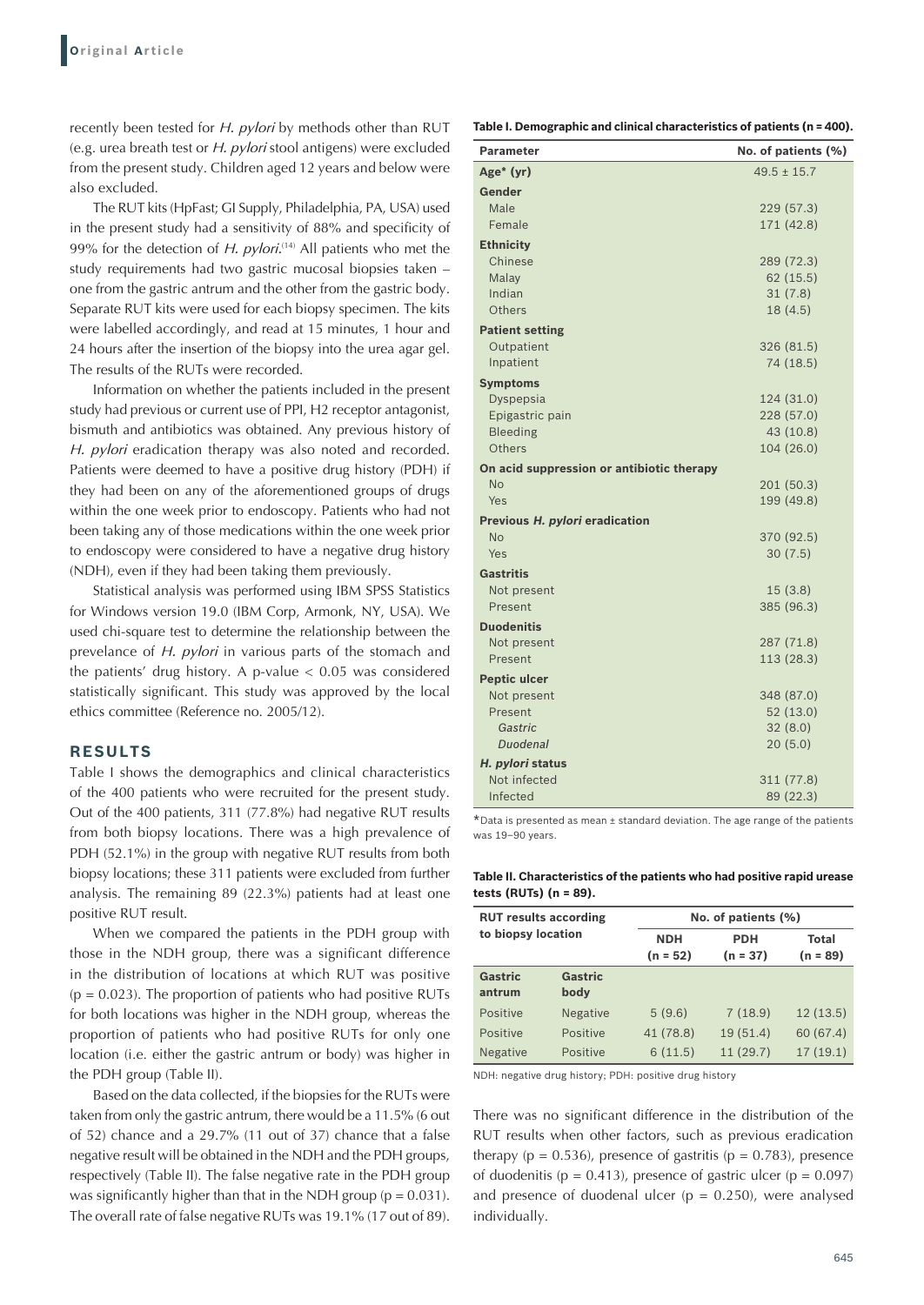recently been tested for *H. pylori* by methods other than RUT (e.g. urea breath test or *H. pylori* stool antigens) were excluded from the present study. Children aged 12 years and below were also excluded.

The RUT kits (HpFast; GI Supply, Philadelphia, PA, USA) used in the present study had a sensitivity of 88% and specificity of 99% for the detection of *H. pylori*.[14] All patients who met the study requirements had two gastric mucosal biopsies taken – one from the gastric antrum and the other from the gastric body. Separate RUT kits were used for each biopsy specimen. The kits were labelled accordingly, and read at 15 minutes, 1 hour and 24 hours after the insertion of the biopsy into the urea agar gel. The results of the RUTs were recorded.

Information on whether the patients included in the present study had previous or current use of PPI, H2 receptor antagonist, bismuth and antibiotics was obtained. Any previous history of *H. pylori* eradication therapy was also noted and recorded. Patients were deemed to have a positive drug history (PDH) if they had been on any of the aforementioned groups of drugs within the one week prior to endoscopy. Patients who had not been taking any of those medications within the one week prior to endoscopy were considered to have a negative drug history (NDH), even if they had been taking them previously.

Statistical analysis was performed using IBM SPSS Statistics for Windows version 19.0 (IBM Corp, Armonk, NY, USA). We used chi-square test to determine the relationship between the prevelance of *H. pylori* in various parts of the stomach and the patients' drug history. A p-value $< 0.05$ was considered statistically significant. This study was approved by the local ethics committee (Reference no. 2005/12).

## RESULTS

Table I shows the demographics and clinical characteristics of the 400 patients who were recruited for the present study. Out of the 400 patients, 311 (77.8%) had negative RUT results from both biopsy locations. There was a high prevalence of PDH (52.1%) in the group with negative RUT results from both biopsy locations; these 311 patients were excluded from further analysis. The remaining 89 (22.3%) patients had at least one positive RUT result.

When we compared the patients in the PDH group with those in the NDH group, there was a significant difference in the distribution of locations at which RUT was positive ($p = 0.023$). The proportion of patients who had positive RUTs for both locations was higher in the NDH group, whereas the proportion of patients who had positive RUTs for only one location (i.e. either the gastric antrum or body) was higher in the PDH group (Table II).

Based on the data collected, if the biopsies for the RUTs were taken from only the gastric antrum, there would be a 11.5% (6 out of 52) chance and a 29.7% (11 out of 37) chance that a false negative result will be obtained in the NDH and the PDH groups, respectively (Table II). The false negative rate in the PDH group was significantly higher than that in the NDH group ($p = 0.031$). The overall rate of false negative RUTs was 19.1% (17 out of 89). There was no significant difference in the distribution of the RUT results when other factors, such as previous eradication therapy ($p = 0.536$), presence of gastritis ($p = 0.783$), presence of duodenitis ($p = 0.413$), presence of gastric ulcer ($p = 0.097$) and presence of duodenal ulcer ($p = 0.250$), were analysed individually.

**Table I. Demographic and clinical characteristics of patients (n = 400).**

| Parameter | No. of patients (%) |
|---|---|
| **Age* (yr)** | 49.5 ± 15.7 |
| **Gender** | |
| Male | 229 (57.3) |
| Female | 171 (42.8) |
| **Ethnicity** | |
| Chinese | 289 (72.3) |
| Malay | 62 (15.5) |
| Indian | 31 (7.8) |
| Others | 18 (4.5) |
| **Patient setting** | |
| Outpatient | 326 (81.5) |
| Inpatient | 74 (18.5) |
| **Symptoms** | |
| Dyspepsia | 124 (31.0) |
| Epigastric pain | 228 (57.0) |
| Bleeding | 43 (10.8) |
| Others | 104 (26.0) |
| **On acid suppression or antibiotic therapy** | |
| No | 201 (50.3) |
| Yes | 199 (49.8) |
| **Previous *H. pylori* eradication** | |
| No | 370 (92.5) |
| Yes | 30 (7.5) |
| **Gastritis** | |
| Not present | 15 (3.8) |
| Present | 385 (96.3) |
| **Duodenitis** | |
| Not present | 287 (71.8) |
| Present | 113 (28.3) |
| **Peptic ulcer** | |
| Not present | 348 (87.0) |
| Present | 52 (13.0) |
| *Gastric* | 32 (8.0) |
| *Duodenal* | 20 (5.0) |
| ***H. pylori* status** | |
| Not infected | 311 (77.8) |
| Infected | 89 (22.3) |

*Data is presented as mean ± standard deviation. The age range of the patients was 19–90 years.

**Table II. Characteristics of the patients who had positive rapid urease tests (RUTs) (n = 89).**

| RUT results according to biopsy location | | No. of patients (%) | | |
|---|---|---|---|---|
| | | NDH (n = 52) | PDH (n = 37) | Total (n = 89) |
| **Gastric antrum** | **Gastric body** | | | |
| Positive | Negative | 5 (9.6) | 7 (18.9) | 12 (13.5) |
| Positive | Positive | 41 (78.8) | 19 (51.4) | 60 (67.4) |
| Negative | Positive | 6 (11.5) | 11 (29.7) | 17 (19.1) |

NDH: negative drug history; PDH: positive drug history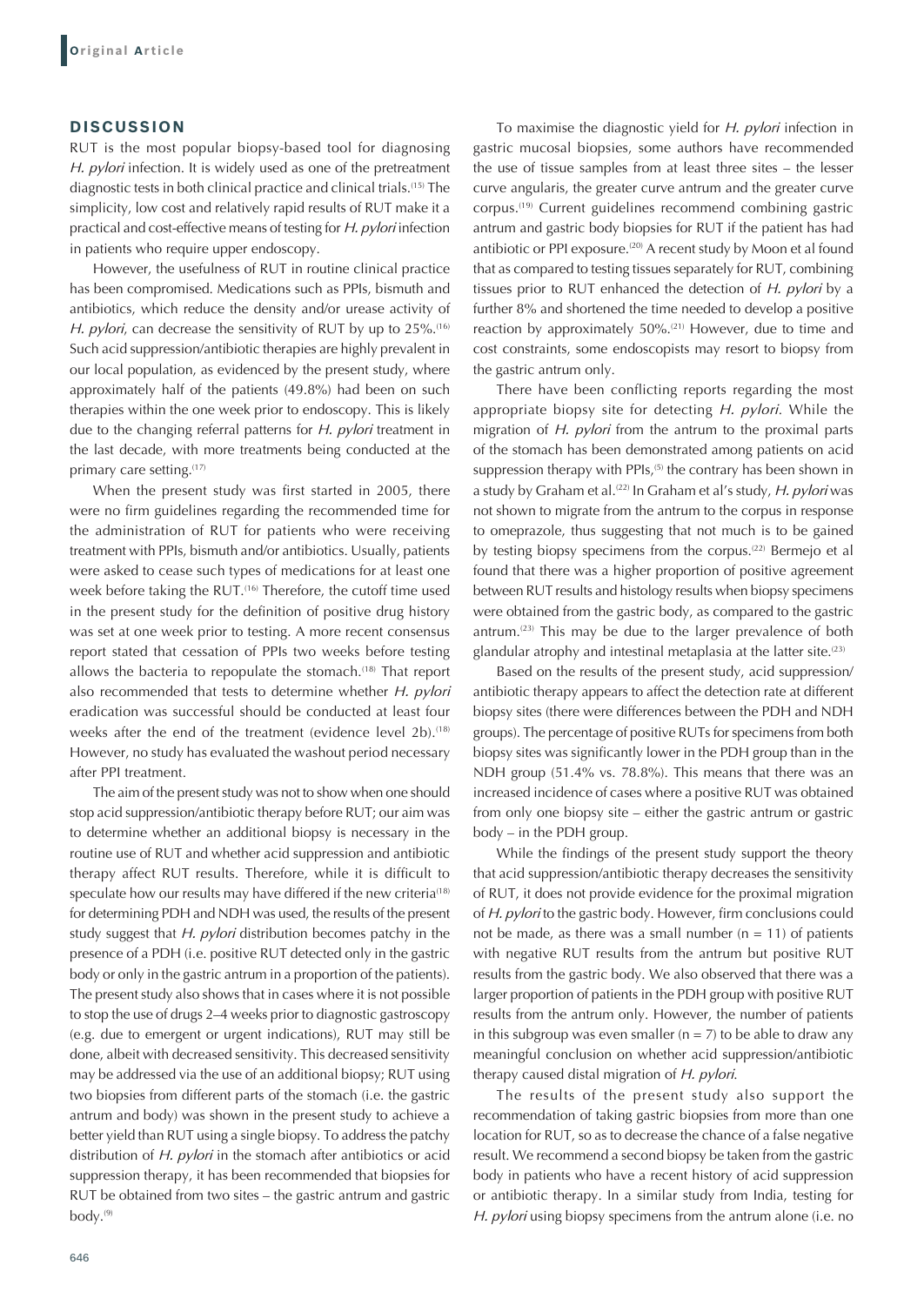## DISCUSSION

RUT is the most popular biopsy-based tool for diagnosing *H. pylori* infection. It is widely used as one of the pretreatment diagnostic tests in both clinical practice and clinical trials.[15] The simplicity, low cost and relatively rapid results of RUT make it a practical and cost-effective means of testing for *H. pylori* infection in patients who require upper endoscopy.

However, the usefulness of RUT in routine clinical practice has been compromised. Medications such as PPIs, bismuth and antibiotics, which reduce the density and/or urease activity of *H. pylori*, can decrease the sensitivity of RUT by up to 25%.[16] Such acid suppression/antibiotic therapies are highly prevalent in our local population, as evidenced by the present study, where approximately half of the patients (49.8%) had been on such therapies within the one week prior to endoscopy. This is likely due to the changing referral patterns for *H. pylori* treatment in the last decade, with more treatments being conducted at the primary care setting.[17]

When the present study was first started in 2005, there were no firm guidelines regarding the recommended time for the administration of RUT for patients who were receiving treatment with PPIs, bismuth and/or antibiotics. Usually, patients were asked to cease such types of medications for at least one week before taking the RUT.[16] Therefore, the cutoff time used in the present study for the definition of positive drug history was set at one week prior to testing. A more recent consensus report stated that cessation of PPIs two weeks before testing allows the bacteria to repopulate the stomach.[18] That report also recommended that tests to determine whether *H. pylori* eradication was successful should be conducted at least four weeks after the end of the treatment (evidence level 2b).[18] However, no study has evaluated the washout period necessary after PPI treatment.

The aim of the present study was not to show when one should stop acid suppression/antibiotic therapy before RUT; our aim was to determine whether an additional biopsy is necessary in the routine use of RUT and whether acid suppression and antibiotic therapy affect RUT results. Therefore, while it is difficult to speculate how our results may have differed if the new criteria[18] for determining PDH and NDH was used, the results of the present study suggest that *H. pylori* distribution becomes patchy in the presence of a PDH (i.e. positive RUT detected only in the gastric body or only in the gastric antrum in a proportion of the patients). The present study also shows that in cases where it is not possible to stop the use of drugs 2–4 weeks prior to diagnostic gastroscopy (e.g. due to emergent or urgent indications), RUT may still be done, albeit with decreased sensitivity. This decreased sensitivity may be addressed via the use of an additional biopsy; RUT using two biopsies from different parts of the stomach (i.e. the gastric antrum and body) was shown in the present study to achieve a better yield than RUT using a single biopsy. To address the patchy distribution of *H. pylori* in the stomach after antibiotics or acid suppression therapy, it has been recommended that biopsies for RUT be obtained from two sites – the gastric antrum and gastric body.[9]

To maximise the diagnostic yield for *H. pylori* infection in gastric mucosal biopsies, some authors have recommended the use of tissue samples from at least three sites – the lesser curve angularis, the greater curve antrum and the greater curve corpus.[19] Current guidelines recommend combining gastric antrum and gastric body biopsies for RUT if the patient has had antibiotic or PPI exposure.[20] A recent study by Moon et al found that as compared to testing tissues separately for RUT, combining tissues prior to RUT enhanced the detection of *H. pylori* by a further 8% and shortened the time needed to develop a positive reaction by approximately 50%.[21] However, due to time and cost constraints, some endoscopists may resort to biopsy from the gastric antrum only.

There have been conflicting reports regarding the most appropriate biopsy site for detecting *H. pylori*. While the migration of *H. pylori* from the antrum to the proximal parts of the stomach has been demonstrated among patients on acid suppression therapy with PPIs,[5] the contrary has been shown in a study by Graham et al.[22] In Graham et al's study, *H. pylori* was not shown to migrate from the antrum to the corpus in response to omeprazole, thus suggesting that not much is to be gained by testing biopsy specimens from the corpus.[22] Bermejo et al found that there was a higher proportion of positive agreement between RUT results and histology results when biopsy specimens were obtained from the gastric body, as compared to the gastric antrum.[23] This may be due to the larger prevalence of both glandular atrophy and intestinal metaplasia at the latter site.[23]

Based on the results of the present study, acid suppression/antibiotic therapy appears to affect the detection rate at different biopsy sites (there were differences between the PDH and NDH groups). The percentage of positive RUTs for specimens from both biopsy sites was significantly lower in the PDH group than in the NDH group (51.4% vs. 78.8%). This means that there was an increased incidence of cases where a positive RUT was obtained from only one biopsy site – either the gastric antrum or gastric body – in the PDH group.

While the findings of the present study support the theory that acid suppression/antibiotic therapy decreases the sensitivity of RUT, it does not provide evidence for the proximal migration of *H. pylori* to the gastric body. However, firm conclusions could not be made, as there was a small number ($n = 11$) of patients with negative RUT results from the antrum but positive RUT results from the gastric body. We also observed that there was a larger proportion of patients in the PDH group with positive RUT results from the antrum only. However, the number of patients in this subgroup was even smaller ($n = 7$) to be able to draw any meaningful conclusion on whether acid suppression/antibiotic therapy caused distal migration of *H. pylori*.

The results of the present study also support the recommendation of taking gastric biopsies from more than one location for RUT, so as to decrease the chance of a false negative result. We recommend a second biopsy be taken from the gastric body in patients who have a recent history of acid suppression or antibiotic therapy. In a similar study from India, testing for *H. pylori* using biopsy specimens from the antrum alone (i.e. no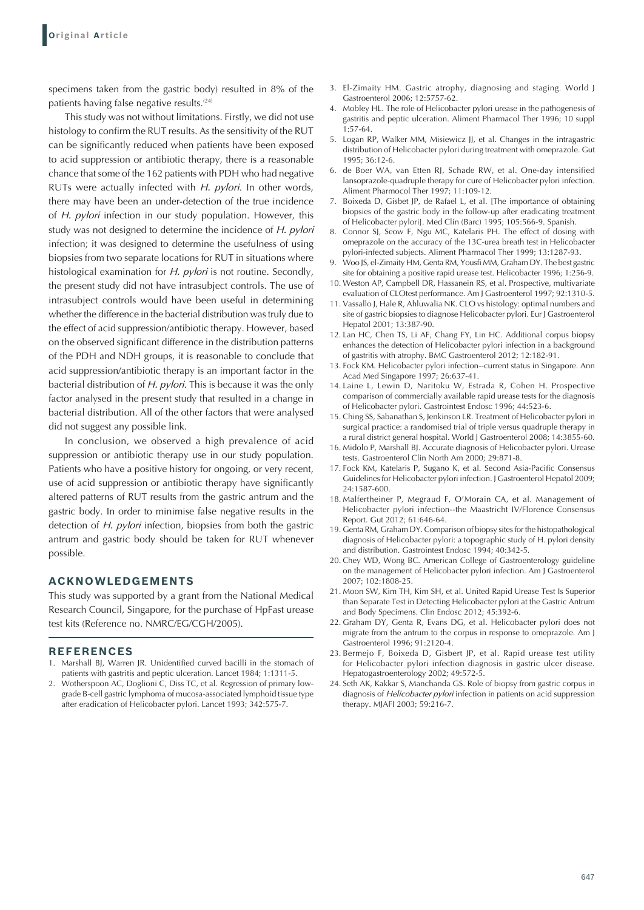specimens taken from the gastric body) resulted in 8% of the patients having false negative results.[24]

This study was not without limitations. Firstly, we did not use histology to confirm the RUT results. As the sensitivity of the RUT can be significantly reduced when patients have been exposed to acid suppression or antibiotic therapy, there is a reasonable chance that some of the 162 patients with PDH who had negative RUTs were actually infected with *H. pylori*. In other words, there may have been an under-detection of the true incidence of *H. pylori* infection in our study population. However, this study was not designed to determine the incidence of *H. pylori* infection; it was designed to determine the usefulness of using biopsies from two separate locations for RUT in situations where histological examination for *H. pylori* is not routine. Secondly, the present study did not have intrasubject controls. The use of intrasubject controls would have been useful in determining whether the difference in the bacterial distribution was truly due to the effect of acid suppression/antibiotic therapy. However, based on the observed significant difference in the distribution patterns of the PDH and NDH groups, it is reasonable to conclude that acid suppression/antibiotic therapy is an important factor in the bacterial distribution of *H. pylori*. This is because it was the only factor analysed in the present study that resulted in a change in bacterial distribution. All of the other factors that were analysed did not suggest any possible link.

In conclusion, we observed a high prevalence of acid suppression or antibiotic therapy use in our study population. Patients who have a positive history for ongoing, or very recent, use of acid suppression or antibiotic therapy have significantly altered patterns of RUT results from the gastric antrum and the gastric body. In order to minimise false negative results in the detection of *H. pylori* infection, biopsies from both the gastric antrum and gastric body should be taken for RUT whenever possible.

## ACKNOWLEDGEMENTS

This study was supported by a grant from the National Medical Research Council, Singapore, for the purchase of HpFast urease test kits (Reference no. NMRC/EG/CGH/2005).

## REFERENCES

1. Marshall BJ, Warren JR. Unidentified curved bacilli in the stomach of patients with gastritis and peptic ulceration. Lancet 1984; 1:1311-5.
2. Wotherspoon AC, Doglioni C, Diss TC, et al. Regression of primary low-grade B-cell gastric lymphoma of mucosa-associated lymphoid tissue type after eradication of Helicobacter pylori. Lancet 1993; 342:575-7.
3. El-Zimaity HM. Gastric atrophy, diagnosing and staging. World J Gastroenterol 2006; 12:5757-62.
4. Mobley HL. The role of Helicobacter pylori urease in the pathogenesis of gastritis and peptic ulceration. Aliment Pharmacol Ther 1996; 10 suppl 1:57-64.
5. Logan RP, Walker MM, Misiewicz JJ, et al. Changes in the intragastric distribution of Helicobacter pylori during treatment with omeprazole. Gut 1995; 36:12-6.
6. de Boer WA, van Etten RJ, Schade RW, et al. One-day intensified lansoprazole-quadruple therapy for cure of Helicobacter pylori infection. Aliment Pharmacol Ther 1997; 11:109-12.
7. Boixeda D, Gisbet JP, de Rafael L, et al. [The importance of obtaining biopsies of the gastric body in the follow-up after eradicating treatment of Helicobacter pylori]. Med Clin (Barc) 1995; 105:566-9. Spanish.
8. Connor SJ, Seow F, Ngu MC, Katelaris PH. The effect of dosing with omeprazole on the accuracy of the 13C-urea breath test in Helicobacter pylori-infected subjects. Aliment Pharmacol Ther 1999; 13:1287-93.
9. Woo JS, el-Zimaity HM, Genta RM, Yousfi MM, Graham DY. The best gastric site for obtaining a positive rapid urease test. Helicobacter 1996; 1:256-9.
10. Weston AP, Campbell DR, Hassanein RS, et al. Prospective, multivariate evaluation of CLOtest performance. Am J Gastroenterol 1997; 92:1310-5.
11. Vassallo J, Hale R, Ahluwalia NK. CLO vs histology: optimal numbers and site of gastric biopsies to diagnose Helicobacter pylori. Eur J Gastroenterol Hepatol 2001; 13:387-90.
12. Lan HC, Chen TS, Li AF, Chang FY, Lin HC. Additional corpus biopsy enhances the detection of Helicobacter pylori infection in a background of gastritis with atrophy. BMC Gastroenterol 2012; 12:182-91.
13. Fock KM. Helicobacter pylori infection--current status in Singapore. Ann Acad Med Singapore 1997; 26:637-41.
14. Laine L, Lewin D, Naritoku W, Estrada R, Cohen H. Prospective comparison of commercially available rapid urease tests for the diagnosis of Helicobacter pylori. Gastrointest Endosc 1996; 44:523-6.
15. Ching SS, Sabanathan S, Jenkinson LR. Treatment of Helicobacter pylori in surgical practice: a randomised trial of triple versus quadruple therapy in a rural district general hospital. World J Gastroenterol 2008; 14:3855-60.
16. Midolo P, Marshall BJ. Accurate diagnosis of Helicobacter pylori. Urease tests. Gastroenterol Clin North Am 2000; 29:871-8.
17. Fock KM, Katelaris P, Sugano K, et al. Second Asia-Pacific Consensus Guidelines for Helicobacter pylori infection. J Gastroenterol Hepatol 2009; 24:1587-600.
18. Malfertheiner P, Megraud F, O'Morain CA, et al. Management of Helicobacter pylori infection--the Maastricht IV/Florence Consensus Report. Gut 2012; 61:646-64.
19. Genta RM, Graham DY. Comparison of biopsy sites for the histopathological diagnosis of Helicobacter pylori: a topographic study of H. pylori density and distribution. Gastrointest Endosc 1994; 40:342-5.
20. Chey WD, Wong BC. American College of Gastroenterology guideline on the management of Helicobacter pylori infection. Am J Gastroenterol 2007; 102:1808-25.
21. Moon SW, Kim TH, Kim SH, et al. United Rapid Urease Test Is Superior than Separate Test in Detecting Helicobacter pylori at the Gastric Antrum and Body Specimens. Clin Endosc 2012; 45:392-6.
22. Graham DY, Genta R, Evans DG, et al. Helicobacter pylori does not migrate from the antrum to the corpus in response to omeprazole. Am J Gastroenterol 1996; 91:2120-4.
23. Bermejo F, Boixeda D, Gisbert JP, et al. Rapid urease test utility for Helicobacter pylori infection diagnosis in gastric ulcer disease. Hepatogastroenterology 2002; 49:572-5.
24. Seth AK, Kakkar S, Manchanda GS. Role of biopsy from gastric corpus in diagnosis of *Helicobacter pylori* infection in patients on acid suppression therapy. MJAFI 2003; 59:216-7.